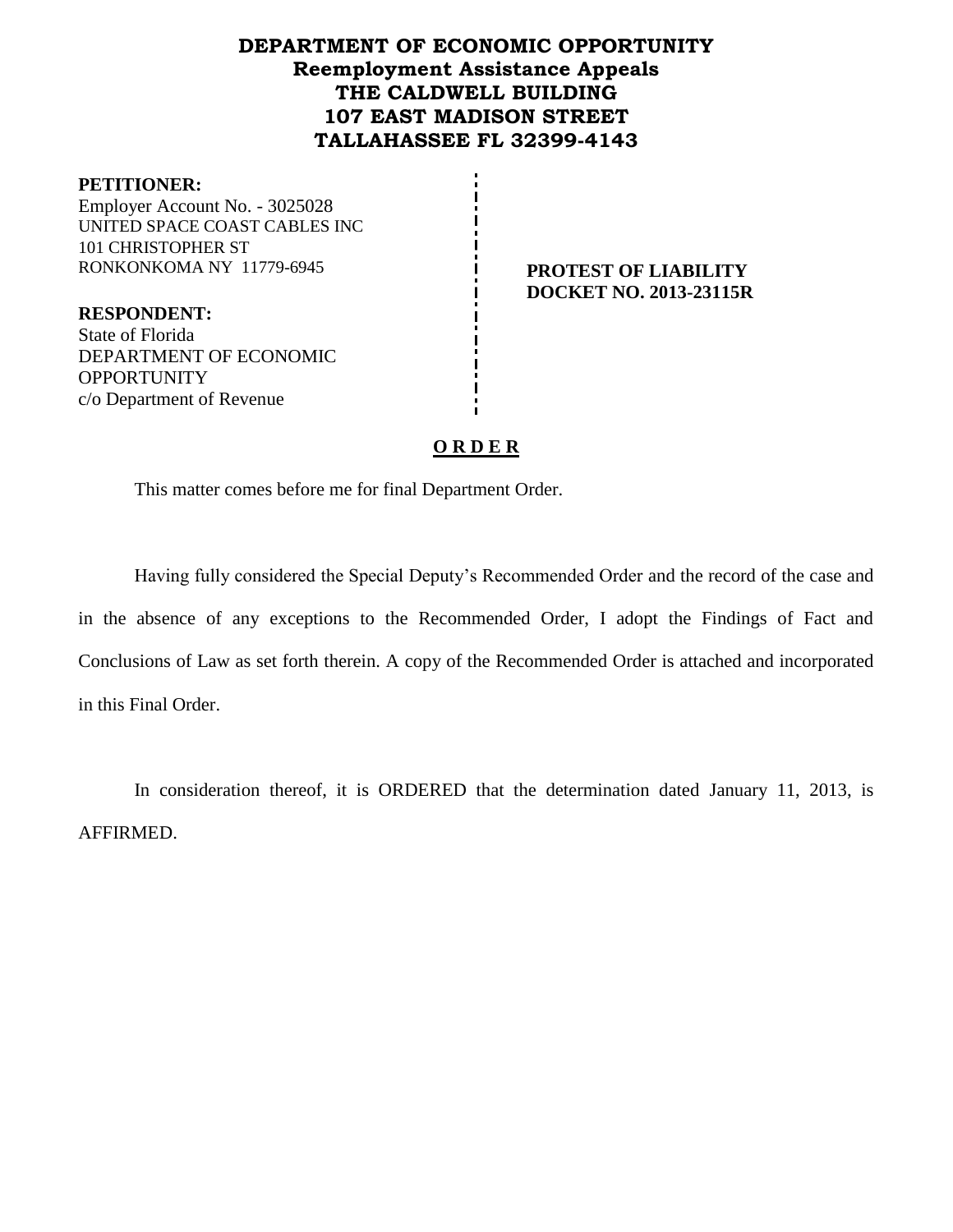**DEPARTMENT OF ECONOMIC OPPORTUNITY**
**Reemployment Assistance Appeals**
**THE CALDWELL BUILDING**
**107 EAST MADISON STREET**
**TALLAHASSEE FL 32399-4143**

**PETITIONER:**
Employer Account No. - 3025028
UNITED SPACE COAST CABLES INC
101 CHRISTOPHER ST
RONKONKOMA NY 11779-6945

**PROTEST OF LIABILITY**
**DOCKET NO. 2013-23115R**

**RESPONDENT:**
State of Florida
DEPARTMENT OF ECONOMIC OPPORTUNITY
c/o Department of Revenue

**O R D E R**

This matter comes before me for final Department Order.

Having fully considered the Special Deputy's Recommended Order and the record of the case and in the absence of any exceptions to the Recommended Order, I adopt the Findings of Fact and Conclusions of Law as set forth therein. A copy of the Recommended Order is attached and incorporated in this Final Order.

In consideration thereof, it is ORDERED that the determination dated January 11, 2013, is AFFIRMED.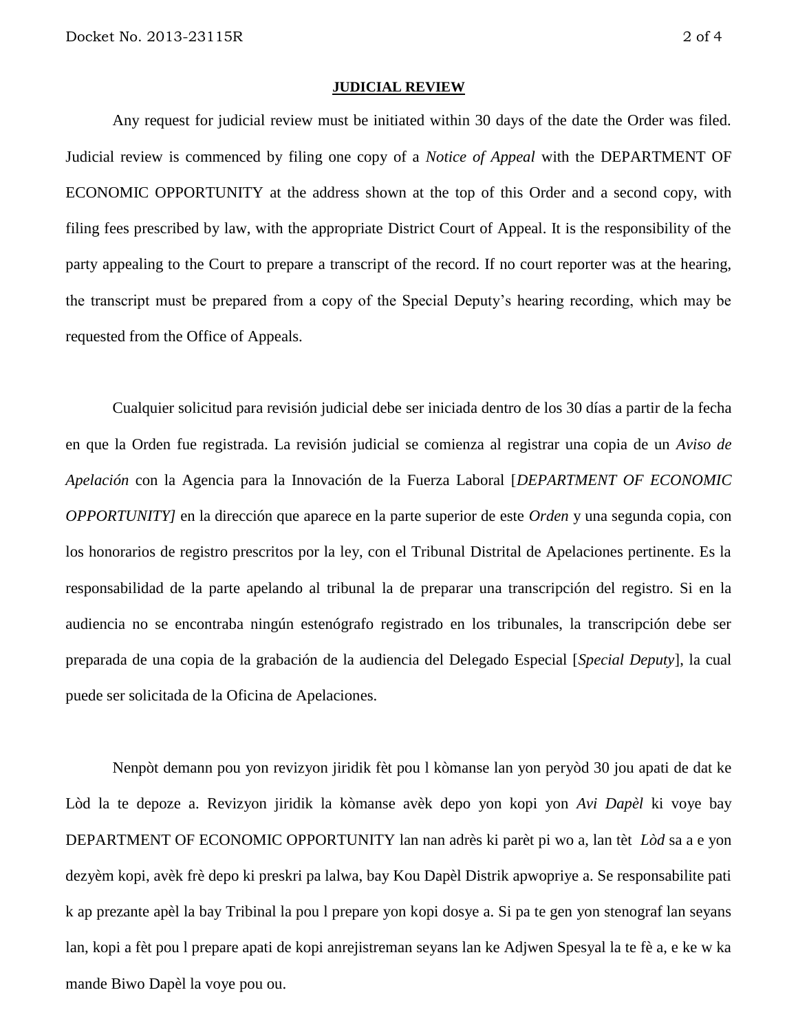**JUDICIAL REVIEW**

Any request for judicial review must be initiated within 30 days of the date the Order was filed. Judicial review is commenced by filing one copy of a *Notice of Appeal* with the DEPARTMENT OF ECONOMIC OPPORTUNITY at the address shown at the top of this Order and a second copy, with filing fees prescribed by law, with the appropriate District Court of Appeal. It is the responsibility of the party appealing to the Court to prepare a transcript of the record. If no court reporter was at the hearing, the transcript must be prepared from a copy of the Special Deputy's hearing recording, which may be requested from the Office of Appeals.

Cualquier solicitud para revisión judicial debe ser iniciada dentro de los 30 días a partir de la fecha en que la Orden fue registrada. La revisión judicial se comienza al registrar una copia de un *Aviso de Apelación* con la Agencia para la Innovación de la Fuerza Laboral [*DEPARTMENT OF ECONOMIC OPPORTUNITY]* en la dirección que aparece en la parte superior de este *Orden* y una segunda copia, con los honorarios de registro prescritos por la ley, con el Tribunal Distrital de Apelaciones pertinente. Es la responsabilidad de la parte apelando al tribunal la de preparar una transcripción del registro. Si en la audiencia no se encontraba ningún estenógrafo registrado en los tribunales, la transcripción debe ser preparada de una copia de la grabación de la audiencia del Delegado Especial [*Special Deputy*], la cual puede ser solicitada de la Oficina de Apelaciones.

Nenpòt demann pou yon revizyon jiridik fèt pou l kòmanse lan yon peryòd 30 jou apati de dat ke Lòd la te depoze a. Revizyon jiridik la kòmanse avèk depo yon kopi yon *Avi Dapèl* ki voye bay DEPARTMENT OF ECONOMIC OPPORTUNITY lan nan adrès ki parèt pi wo a, lan tèt *Lòd* sa a e yon dezyèm kopi, avèk frè depo ki preskri pa lalwa, bay Kou Dapèl Distrik apwopriye a. Se responsabilite pati k ap prezante apèl la bay Tribinal la pou l prepare yon kopi dosye a. Si pa te gen yon stenograf lan seyans lan, kopi a fèt pou l prepare apati de kopi anrejistreman seyans lan ke Adjwen Spesyal la te fè a, e ke w ka mande Biwo Dapèl la voye pou ou.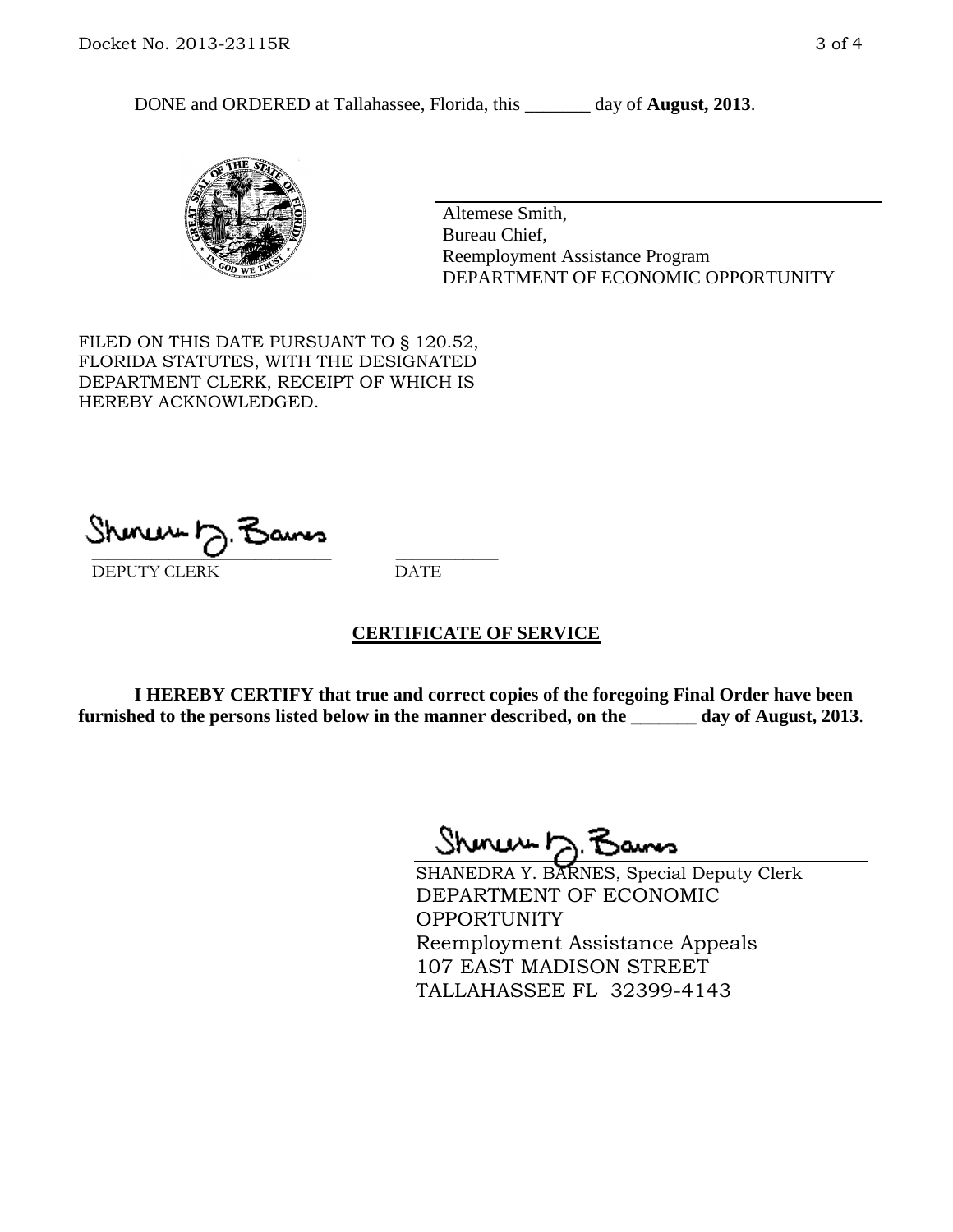DONE and ORDERED at Tallahassee, Florida, this _______ day of **August, 2013**.

Altemese Smith,
Bureau Chief,
Reemployment Assistance Program
DEPARTMENT OF ECONOMIC OPPORTUNITY

FILED ON THIS DATE PURSUANT TO § 120.52, FLORIDA STATUTES, WITH THE DESIGNATED DEPARTMENT CLERK, RECEIPT OF WHICH IS HEREBY ACKNOWLEDGED.

___________________________ ___________
DEPUTY CLERK DATE

**CERTIFICATE OF SERVICE**

**I HEREBY CERTIFY that true and correct copies of the foregoing Final Order have been furnished to the persons listed below in the manner described, on the _______ day of August, 2013**.

SHANEDRA Y. BARNES, Special Deputy Clerk
DEPARTMENT OF ECONOMIC OPPORTUNITY
Reemployment Assistance Appeals
107 EAST MADISON STREET
TALLAHASSEE FL 32399-4143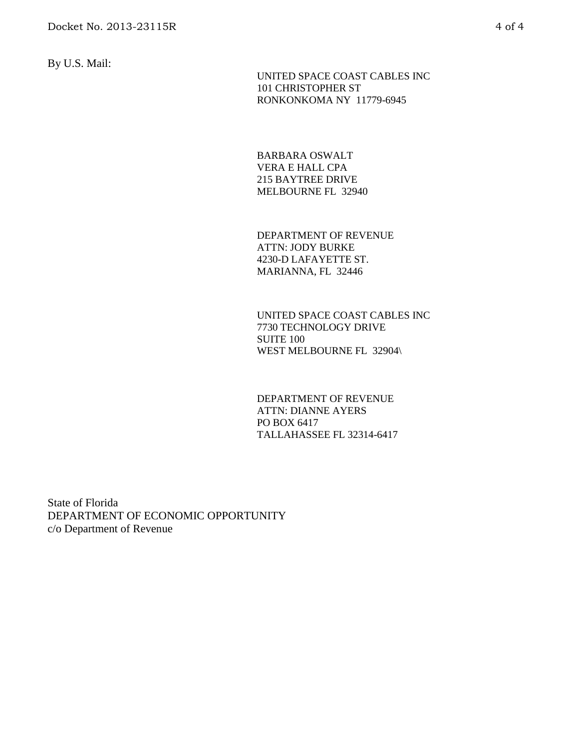By U.S. Mail:

UNITED SPACE COAST CABLES INC
101 CHRISTOPHER ST
RONKONKOMA NY 11779-6945

BARBARA OSWALT
VERA E HALL CPA
215 BAYTREE DRIVE
MELBOURNE FL 32940

DEPARTMENT OF REVENUE
ATTN: JODY BURKE
4230-D LAFAYETTE ST.
MARIANNA, FL 32446

UNITED SPACE COAST CABLES INC
7730 TECHNOLOGY DRIVE
SUITE 100
WEST MELBOURNE FL 32904\

DEPARTMENT OF REVENUE
ATTN: DIANNE AYERS
PO BOX 6417
TALLAHASSEE FL 32314-6417

State of Florida
DEPARTMENT OF ECONOMIC OPPORTUNITY
c/o Department of Revenue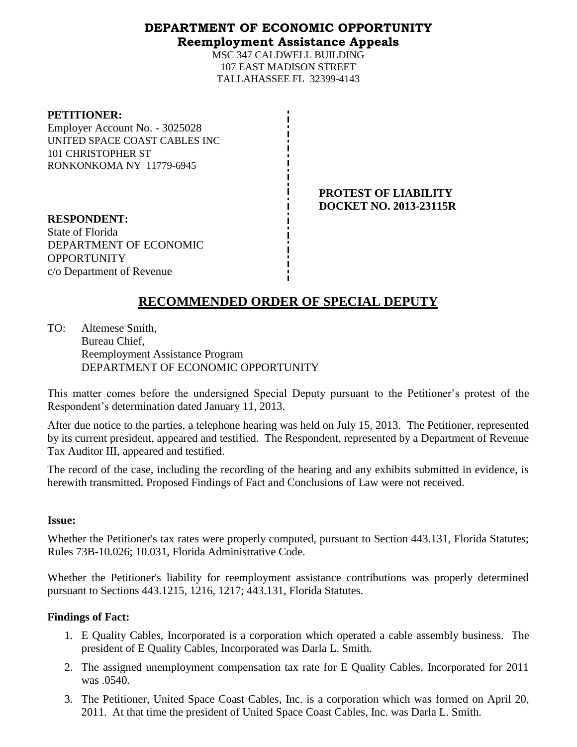# DEPARTMENT OF ECONOMIC OPPORTUNITY
## Reemployment Assistance Appeals

MSC 347 CALDWELL BUILDING
107 EAST MADISON STREET
TALLAHASSEE FL 32399-4143

**PETITIONER:**
Employer Account No. - 3025028
UNITED SPACE COAST CABLES INC
101 CHRISTOPHER ST
RONKONKOMA NY 11779-6945

**PROTEST OF LIABILITY**
**DOCKET NO. 2013-23115R**

**RESPONDENT:**
State of Florida
DEPARTMENT OF ECONOMIC OPPORTUNITY
c/o Department of Revenue

# RECOMMENDED ORDER OF SPECIAL DEPUTY

TO: Altemese Smith,
Bureau Chief,
Reemployment Assistance Program
DEPARTMENT OF ECONOMIC OPPORTUNITY

This matter comes before the undersigned Special Deputy pursuant to the Petitioner's protest of the Respondent's determination dated January 11, 2013.

After due notice to the parties, a telephone hearing was held on July 15, 2013. The Petitioner, represented by its current president, appeared and testified. The Respondent, represented by a Department of Revenue Tax Auditor III, appeared and testified.

The record of the case, including the recording of the hearing and any exhibits submitted in evidence, is herewith transmitted. Proposed Findings of Fact and Conclusions of Law were not received.

**Issue:**

Whether the Petitioner's tax rates were properly computed, pursuant to Section 443.131, Florida Statutes; Rules 73B-10.026; 10.031, Florida Administrative Code.

Whether the Petitioner's liability for reemployment assistance contributions was properly determined pursuant to Sections 443.1215, 1216, 1217; 443.131, Florida Statutes.

**Findings of Fact:**

1. E Quality Cables, Incorporated is a corporation which operated a cable assembly business. The president of E Quality Cables, Incorporated was Darla L. Smith.
2. The assigned unemployment compensation tax rate for E Quality Cables, Incorporated for 2011 was .0540.
3. The Petitioner, United Space Coast Cables, Inc. is a corporation which was formed on April 20, 2011. At that time the president of United Space Coast Cables, Inc. was Darla L. Smith.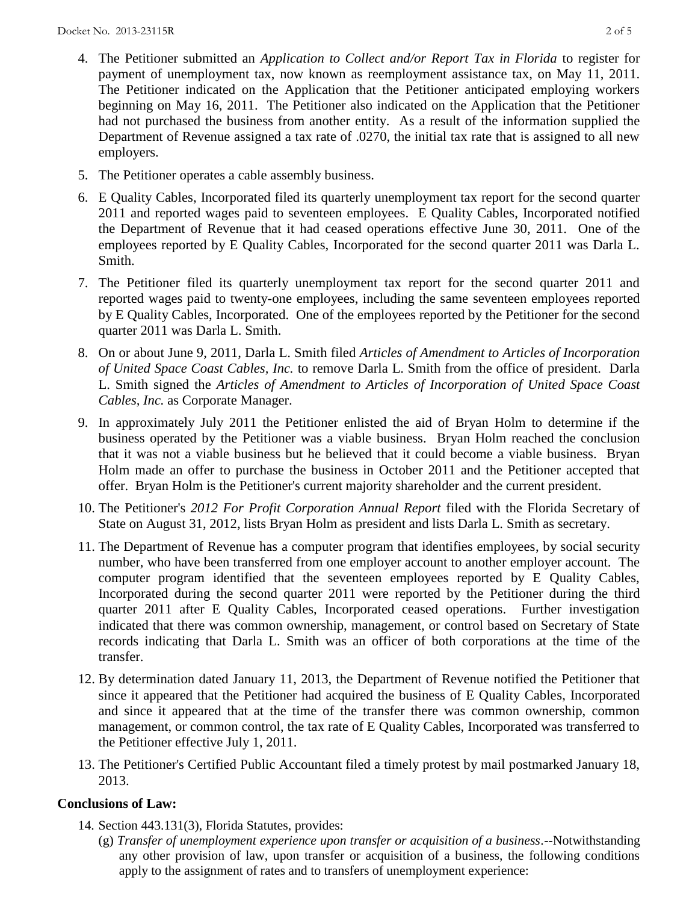4. The Petitioner submitted an *Application to Collect and/or Report Tax in Florida* to register for payment of unemployment tax, now known as reemployment assistance tax, on May 11, 2011. The Petitioner indicated on the Application that the Petitioner anticipated employing workers beginning on May 16, 2011. The Petitioner also indicated on the Application that the Petitioner had not purchased the business from another entity. As a result of the information supplied the Department of Revenue assigned a tax rate of .0270, the initial tax rate that is assigned to all new employers.

5. The Petitioner operates a cable assembly business.

6. E Quality Cables, Incorporated filed its quarterly unemployment tax report for the second quarter 2011 and reported wages paid to seventeen employees. E Quality Cables, Incorporated notified the Department of Revenue that it had ceased operations effective June 30, 2011. One of the employees reported by E Quality Cables, Incorporated for the second quarter 2011 was Darla L. Smith.

7. The Petitioner filed its quarterly unemployment tax report for the second quarter 2011 and reported wages paid to twenty-one employees, including the same seventeen employees reported by E Quality Cables, Incorporated. One of the employees reported by the Petitioner for the second quarter 2011 was Darla L. Smith.

8. On or about June 9, 2011, Darla L. Smith filed *Articles of Amendment to Articles of Incorporation of United Space Coast Cables, Inc.* to remove Darla L. Smith from the office of president. Darla L. Smith signed the *Articles of Amendment to Articles of Incorporation of United Space Coast Cables, Inc.* as Corporate Manager.

9. In approximately July 2011 the Petitioner enlisted the aid of Bryan Holm to determine if the business operated by the Petitioner was a viable business. Bryan Holm reached the conclusion that it was not a viable business but he believed that it could become a viable business. Bryan Holm made an offer to purchase the business in October 2011 and the Petitioner accepted that offer. Bryan Holm is the Petitioner's current majority shareholder and the current president.

10. The Petitioner's *2012 For Profit Corporation Annual Report* filed with the Florida Secretary of State on August 31, 2012, lists Bryan Holm as president and lists Darla L. Smith as secretary.

11. The Department of Revenue has a computer program that identifies employees, by social security number, who have been transferred from one employer account to another employer account. The computer program identified that the seventeen employees reported by E Quality Cables, Incorporated during the second quarter 2011 were reported by the Petitioner during the third quarter 2011 after E Quality Cables, Incorporated ceased operations. Further investigation indicated that there was common ownership, management, or control based on Secretary of State records indicating that Darla L. Smith was an officer of both corporations at the time of the transfer.

12. By determination dated January 11, 2013, the Department of Revenue notified the Petitioner that since it appeared that the Petitioner had acquired the business of E Quality Cables, Incorporated and since it appeared that at the time of the transfer there was common ownership, common management, or common control, the tax rate of E Quality Cables, Incorporated was transferred to the Petitioner effective July 1, 2011.

13. The Petitioner's Certified Public Accountant filed a timely protest by mail postmarked January 18, 2013.

**Conclusions of Law:**

14. Section 443.131(3), Florida Statutes, provides:

    (g) *Transfer of unemployment experience upon transfer or acquisition of a business*.--Notwithstanding any other provision of law, upon transfer or acquisition of a business, the following conditions apply to the assignment of rates and to transfers of unemployment experience: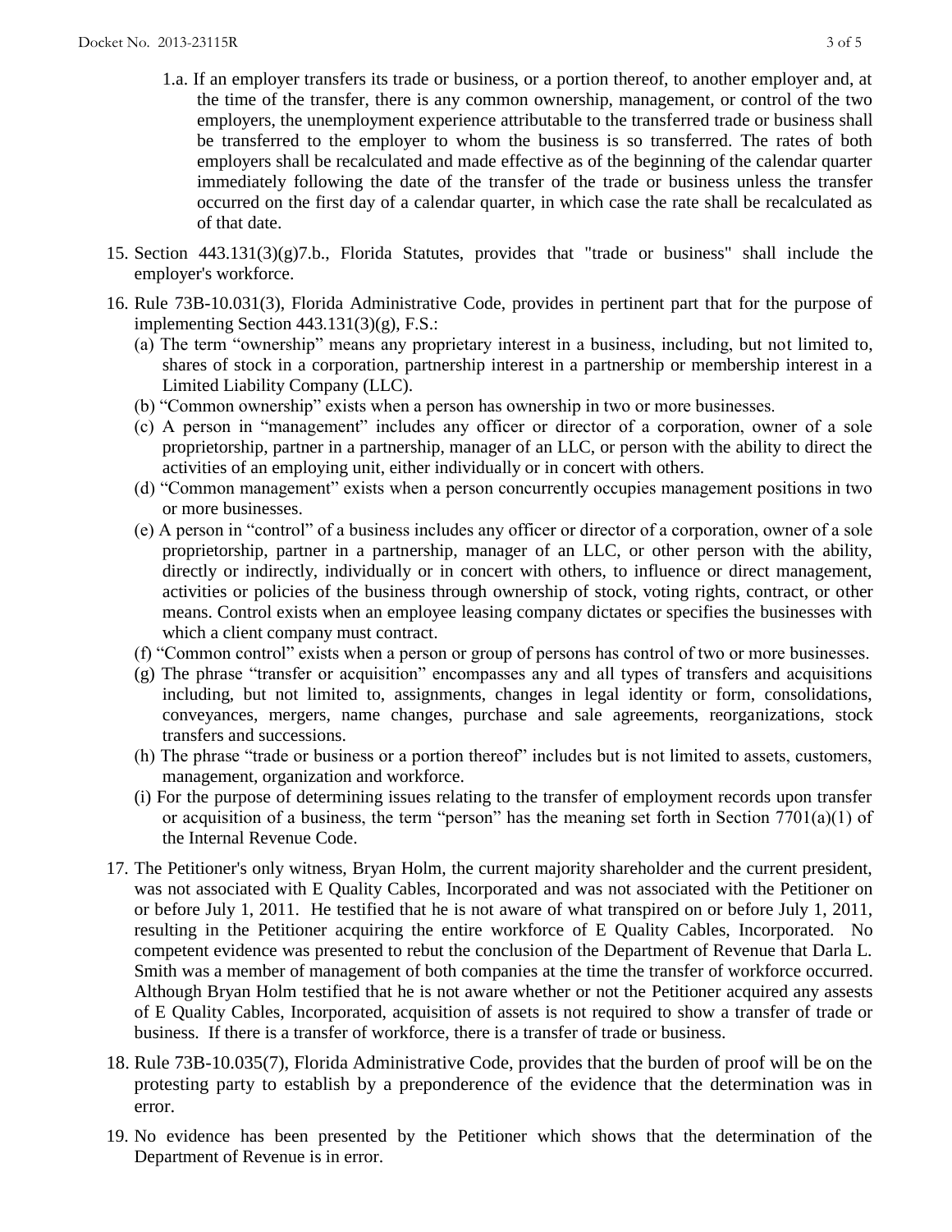1.a. If an employer transfers its trade or business, or a portion thereof, to another employer and, at the time of the transfer, there is any common ownership, management, or control of the two employers, the unemployment experience attributable to the transferred trade or business shall be transferred to the employer to whom the business is so transferred. The rates of both employers shall be recalculated and made effective as of the beginning of the calendar quarter immediately following the date of the transfer of the trade or business unless the transfer occurred on the first day of a calendar quarter, in which case the rate shall be recalculated as of that date.

15. Section 443.131(3)(g)7.b., Florida Statutes, provides that "trade or business" shall include the employer's workforce.

16. Rule 73B-10.031(3), Florida Administrative Code, provides in pertinent part that for the purpose of implementing Section 443.131(3)(g), F.S.:
    (a) The term "ownership" means any proprietary interest in a business, including, but not limited to, shares of stock in a corporation, partnership interest in a partnership or membership interest in a Limited Liability Company (LLC).
    (b) "Common ownership" exists when a person has ownership in two or more businesses.
    (c) A person in "management" includes any officer or director of a corporation, owner of a sole proprietorship, partner in a partnership, manager of an LLC, or person with the ability to direct the activities of an employing unit, either individually or in concert with others.
    (d) "Common management" exists when a person concurrently occupies management positions in two or more businesses.
    (e) A person in "control" of a business includes any officer or director of a corporation, owner of a sole proprietorship, partner in a partnership, manager of an LLC, or other person with the ability, directly or indirectly, individually or in concert with others, to influence or direct management, activities or policies of the business through ownership of stock, voting rights, contract, or other means. Control exists when an employee leasing company dictates or specifies the businesses with which a client company must contract.
    (f) "Common control" exists when a person or group of persons has control of two or more businesses.
    (g) The phrase "transfer or acquisition" encompasses any and all types of transfers and acquisitions including, but not limited to, assignments, changes in legal identity or form, consolidations, conveyances, mergers, name changes, purchase and sale agreements, reorganizations, stock transfers and successions.
    (h) The phrase "trade or business or a portion thereof" includes but is not limited to, assets, customers, management, organization and workforce.
    (i) For the purpose of determining issues relating to the transfer of employment records upon transfer or acquisition of a business, the term "person" has the meaning set forth in Section 7701(a)(1) of the Internal Revenue Code.

17. The Petitioner's only witness, Bryan Holm, the current majority shareholder and the current president, was not associated with E Quality Cables, Incorporated and was not associated with the Petitioner on or before July 1, 2011. He testified that he is not aware of what transpired on or before July 1, 2011, resulting in the Petitioner acquiring the entire workforce of E Quality Cables, Incorporated. No competent evidence was presented to rebut the conclusion of the Department of Revenue that Darla L. Smith was a member of management of both companies at the time the transfer of workforce occurred. Although Bryan Holm testified that he is not aware whether or not the Petitioner acquired any assests of E Quality Cables, Incorporated, acquisition of assets is not required to show a transfer of trade or business. If there is a transfer of workforce, there is a transfer of trade or business.

18. Rule 73B-10.035(7), Florida Administrative Code, provides that the burden of proof will be on the protesting party to establish by a preponderence of the evidence that the determination was in error.

19. No evidence has been presented by the Petitioner which shows that the determination of the Department of Revenue is in error.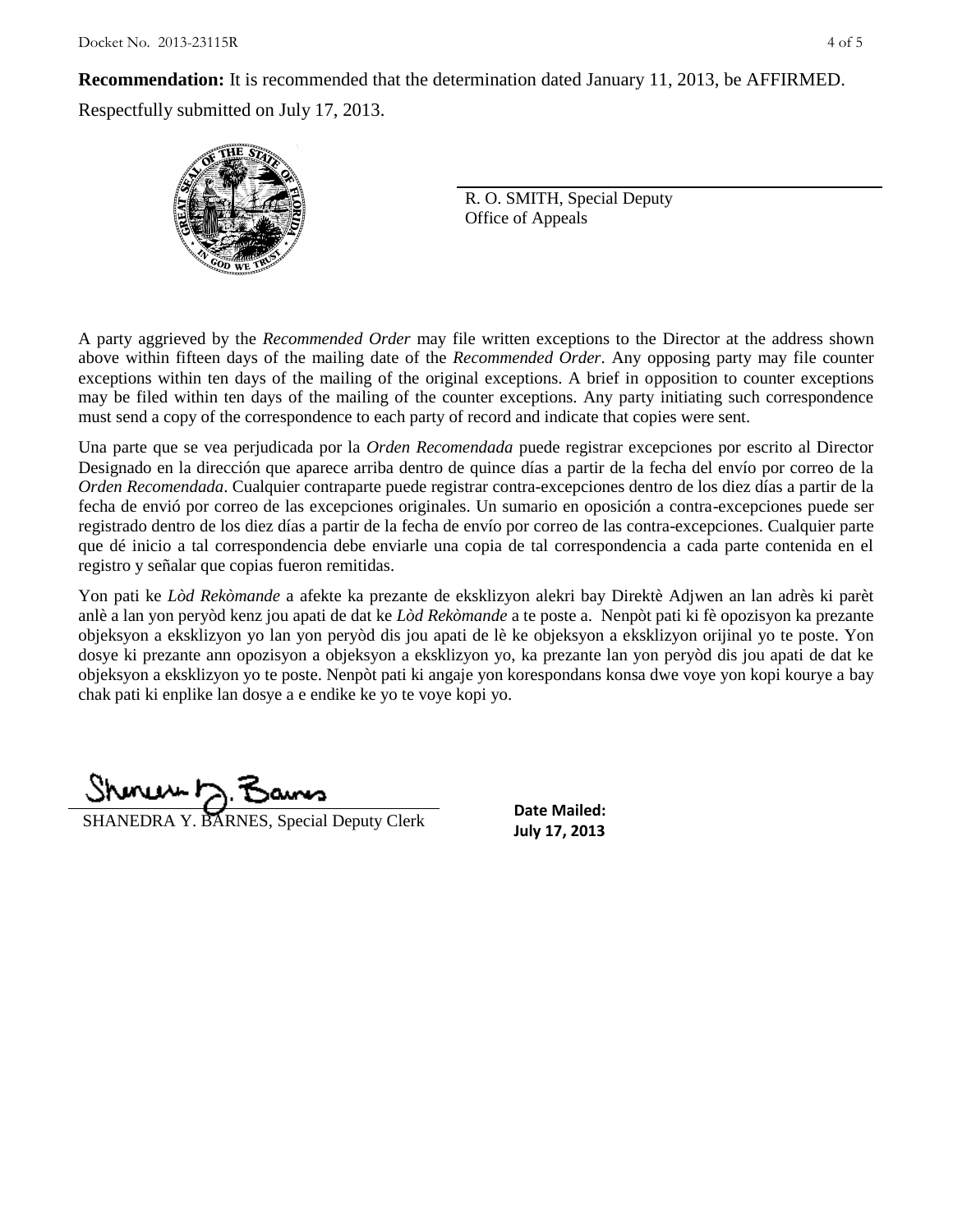**Recommendation:** It is recommended that the determination dated January 11, 2013, be AFFIRMED.

Respectfully submitted on July 17, 2013.

R. O. SMITH, Special Deputy
Office of Appeals

A party aggrieved by the *Recommended Order* may file written exceptions to the Director at the address shown above within fifteen days of the mailing date of the *Recommended Order*. Any opposing party may file counter exceptions within ten days of the mailing of the original exceptions. A brief in opposition to counter exceptions may be filed within ten days of the mailing of the counter exceptions. Any party initiating such correspondence must send a copy of the correspondence to each party of record and indicate that copies were sent.

Una parte que se vea perjudicada por la *Orden Recomendada* puede registrar excepciones por escrito al Director Designado en la dirección que aparece arriba dentro de quince días a partir de la fecha del envío por correo de la *Orden Recomendada*. Cualquier contraparte puede registrar contra-excepciones dentro de los diez días a partir de la fecha de envió por correo de las excepciones originales. Un sumario en oposición a contra-excepciones puede ser registrado dentro de los diez días a partir de la fecha de envío por correo de las contra-excepciones. Cualquier parte que dé inicio a tal correspondencia debe enviarle una copia de tal correspondencia a cada parte contenida en el registro y señalar que copias fueron remitidas.

Yon pati ke *Lòd Rekòmande* a afekte ka prezante de eksklizyon alekri bay Direktè Adjwen an lan adrès ki parèt anlè a lan yon peryòd kenz jou apati de dat ke *Lòd Rekòmande* a te poste a. Nenpòt pati ki fè opozisyon ka prezante objeksyon a eksklizyon yo lan yon peryòd dis jou apati de lè ke objeksyon a eksklizyon orijinal yo te poste. Yon dosye ki prezante ann opozisyon a objeksyon a eksklizyon yo, ka prezante lan yon peryòd dis jou apati de dat ke objeksyon a eksklizyon yo te poste. Nenpòt pati ki angaje yon korespondans konsa dwe voye yon kopi kourye a bay chak pati ki enplike lan dosye a e endike ke yo te voye kopi yo.

SHANEDRA Y. BARNES, Special Deputy Clerk

**Date Mailed:**
**July 17, 2013**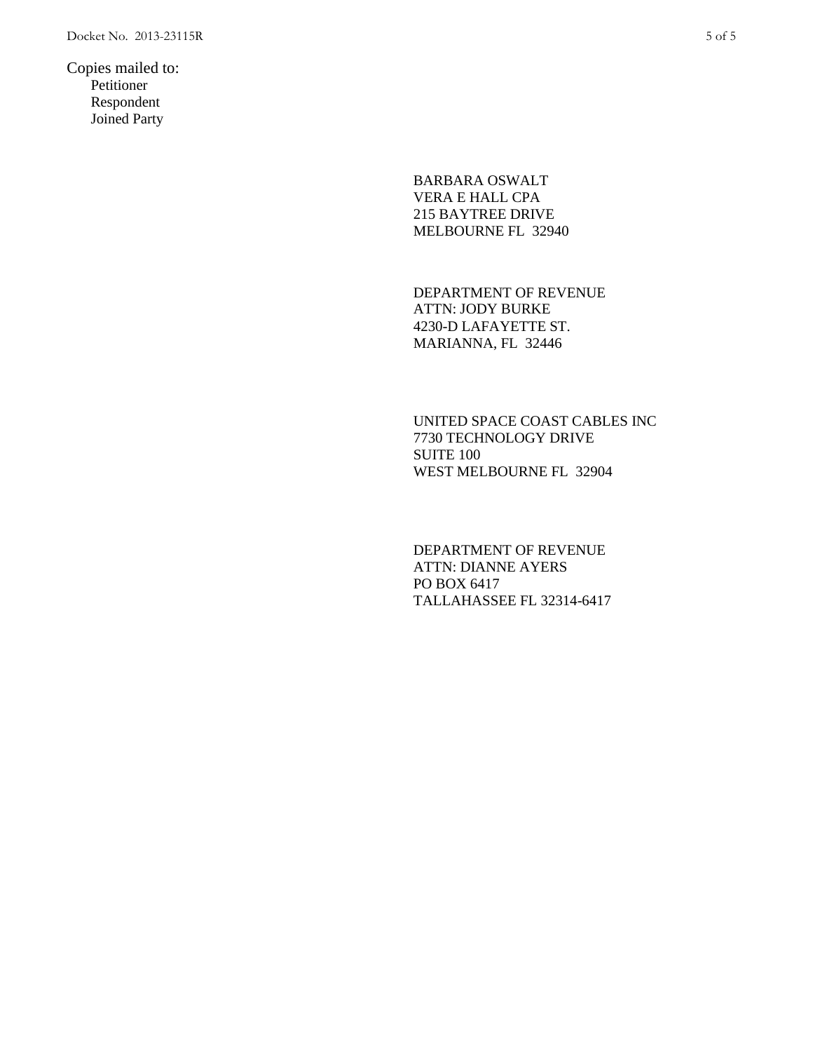Copies mailed to:

Petitioner
Respondent
Joined Party

BARBARA OSWALT
VERA E HALL CPA
215 BAYTREE DRIVE
MELBOURNE FL 32940

DEPARTMENT OF REVENUE
ATTN: JODY BURKE
4230-D LAFAYETTE ST.
MARIANNA, FL 32446

UNITED SPACE COAST CABLES INC
7730 TECHNOLOGY DRIVE
SUITE 100
WEST MELBOURNE FL 32904

DEPARTMENT OF REVENUE
ATTN: DIANNE AYERS
PO BOX 6417
TALLAHASSEE FL 32314-6417